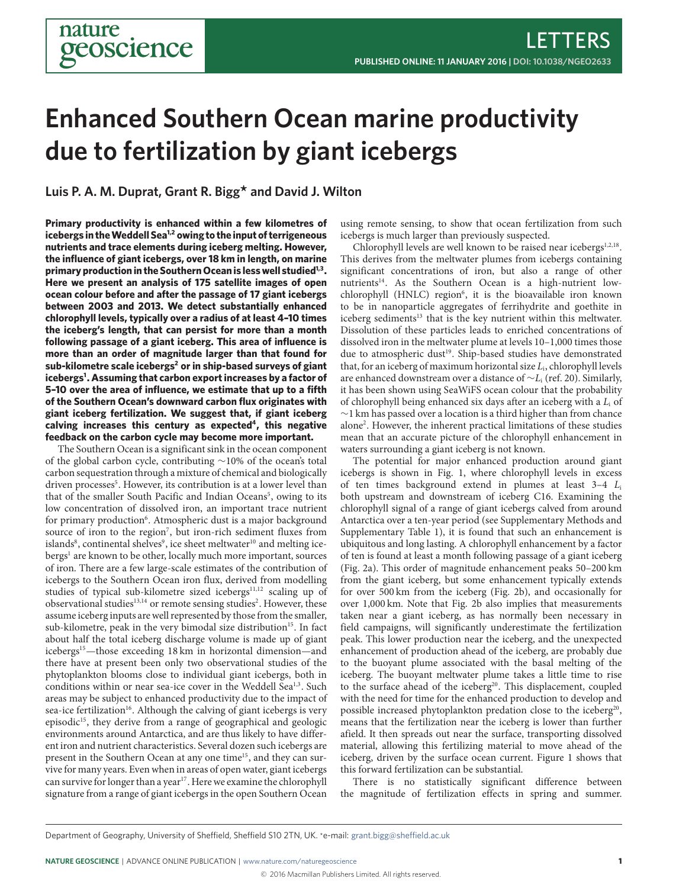# Enhanced Southern Ocean marine productivity due to fertilization by giant icebergs

**Luis P. A. M. Duprat, Grant R. Bigg* and David J. Wilton**

**Primary productivity is enhanced within a few kilometres of icebergs in the Weddell Sea[1,2] owing to the input of terrigeneous nutrients and trace elements during iceberg melting. However, the influence of giant icebergs, over 18 km in length, on marine primary production in the Southern Ocean is less well studied[1,3]. Here we present an analysis of 175 satellite images of open ocean colour before and after the passage of 17 giant icebergs between 2003 and 2013. We detect substantially enhanced chlorophyll levels, typically over a radius of at least 4–10 times the iceberg's length, that can persist for more than a month following passage of a giant iceberg. This area of influence is more than an order of magnitude larger than that found for sub-kilometre scale icebergs[2] or in ship-based surveys of giant icebergs[1]. Assuming that carbon export increases by a factor of 5–10 over the area of influence, we estimate that up to a fifth of the Southern Ocean's downward carbon flux originates with giant iceberg fertilization. We suggest that, if giant iceberg calving increases this century as expected[4], this negative feedback on the carbon cycle may become more important.**

The Southern Ocean is a significant sink in the ocean component of the global carbon cycle, contributing ~10% of the ocean's total carbon sequestration through a mixture of chemical and biologically driven processes[5]. However, its contribution is at a lower level than that of the smaller South Pacific and Indian Oceans[5], owing to its low concentration of dissolved iron, an important trace nutrient for primary production[6]. Atmospheric dust is a major background source of iron to the region[7], but iron-rich sediment fluxes from islands[8], continental shelves[9], ice sheet meltwater[10] and melting icebergs[1] are known to be other, locally much more important, sources of iron. There are a few large-scale estimates of the contribution of icebergs to the Southern Ocean iron flux, derived from modelling studies of typical sub-kilometre sized icebergs[11,12] scaling up of observational studies[13,14] or remote sensing studies[2]. However, these assume iceberg inputs are well represented by those from the smaller, sub-kilometre, peak in the very bimodal size distribution[15]. In fact about half the total iceberg discharge volume is made up of giant icebergs[15]—those exceeding 18 km in horizontal dimension—and there have at present been only two observational studies of the phytoplankton blooms close to individual giant icebergs, both in conditions within or near sea-ice cover in the Weddell Sea[1,3]. Such areas may be subject to enhanced productivity due to the impact of sea-ice fertilization[16]. Although the calving of giant icebergs is very episodic[15], they derive from a range of geographical and geologic environments around Antarctica, and are thus likely to have different iron and nutrient characteristics. Several dozen such icebergs are present in the Southern Ocean at any one time[15], and they can survive for many years. Even when in areas of open water, giant icebergs can survive for longer than a year[17]. Here we examine the chlorophyll signature from a range of giant icebergs in the open Southern Ocean using remote sensing, to show that ocean fertilization from such icebergs is much larger than previously suspected.

Chlorophyll levels are well known to be raised near icebergs[1,2,18]. This derives from the meltwater plumes from icebergs containing significant concentrations of iron, but also a range of other nutrients[14]. As the Southern Ocean is a high-nutrient low-chlorophyll (HNLC) region[6], it is the bioavailable iron known to be in nanoparticle aggregates of ferrihydrite and goethite in iceberg sediments[13] that is the key nutrient within this meltwater. Dissolution of these particles leads to enriched concentrations of dissolved iron in the meltwater plume at levels 10–1,000 times those due to atmospheric dust[19]. Ship-based studies have demonstrated that, for an iceberg of maximum horizontal size $L_i$, chlorophyll levels are enhanced downstream over a distance of $\sim L_i$ (ref. 20). Similarly, it has been shown using SeaWiFS ocean colour that the probability of chlorophyll being enhanced six days after an iceberg with a $L_i$ of ~1 km has passed over a location is a third higher than from chance alone[2]. However, the inherent practical limitations of these studies mean that an accurate picture of the chlorophyll enhancement in waters surrounding a giant iceberg is not known.

The potential for major enhanced production around giant icebergs is shown in Fig. 1, where chlorophyll levels in excess of ten times background extend in plumes at least 3–4 $L_i$ both upstream and downstream of iceberg C16. Examining the chlorophyll signal of a range of giant icebergs calved from around Antarctica over a ten-year period (see Supplementary Methods and Supplementary Table 1), it is found that such an enhancement is ubiquitous and long lasting. A chlorophyll enhancement by a factor of ten is found at least a month following passage of a giant iceberg (Fig. 2a). This order of magnitude enhancement peaks 50–200 km from the giant iceberg, but some enhancement typically extends for over 500 km from the iceberg (Fig. 2b), and occasionally for over 1,000 km. Note that Fig. 2b also implies that measurements taken near a giant iceberg, as has normally been necessary in field campaigns, will significantly underestimate the fertilization peak. This lower production near the iceberg, and the unexpected enhancement of production ahead of the iceberg, are probably due to the buoyant plume associated with the basal melting of the iceberg. The buoyant meltwater plume takes a little time to rise to the surface ahead of the iceberg[20]. This displacement, coupled with the need for time for the enhanced production to develop and possible increased phytoplankton predation close to the iceberg[20], means that the fertilization near the iceberg is lower than further afield. It then spreads out near the surface, transporting dissolved material, allowing this fertilizing material to move ahead of the iceberg, driven by the surface ocean current. Figure 1 shows that this forward fertilization can be substantial.

There is no statistically significant difference between the magnitude of fertilization effects in spring and summer.

Department of Geography, University of Sheffield, Sheffield S10 2TN, UK. *e-mail: grant.bigg@sheffield.ac.uk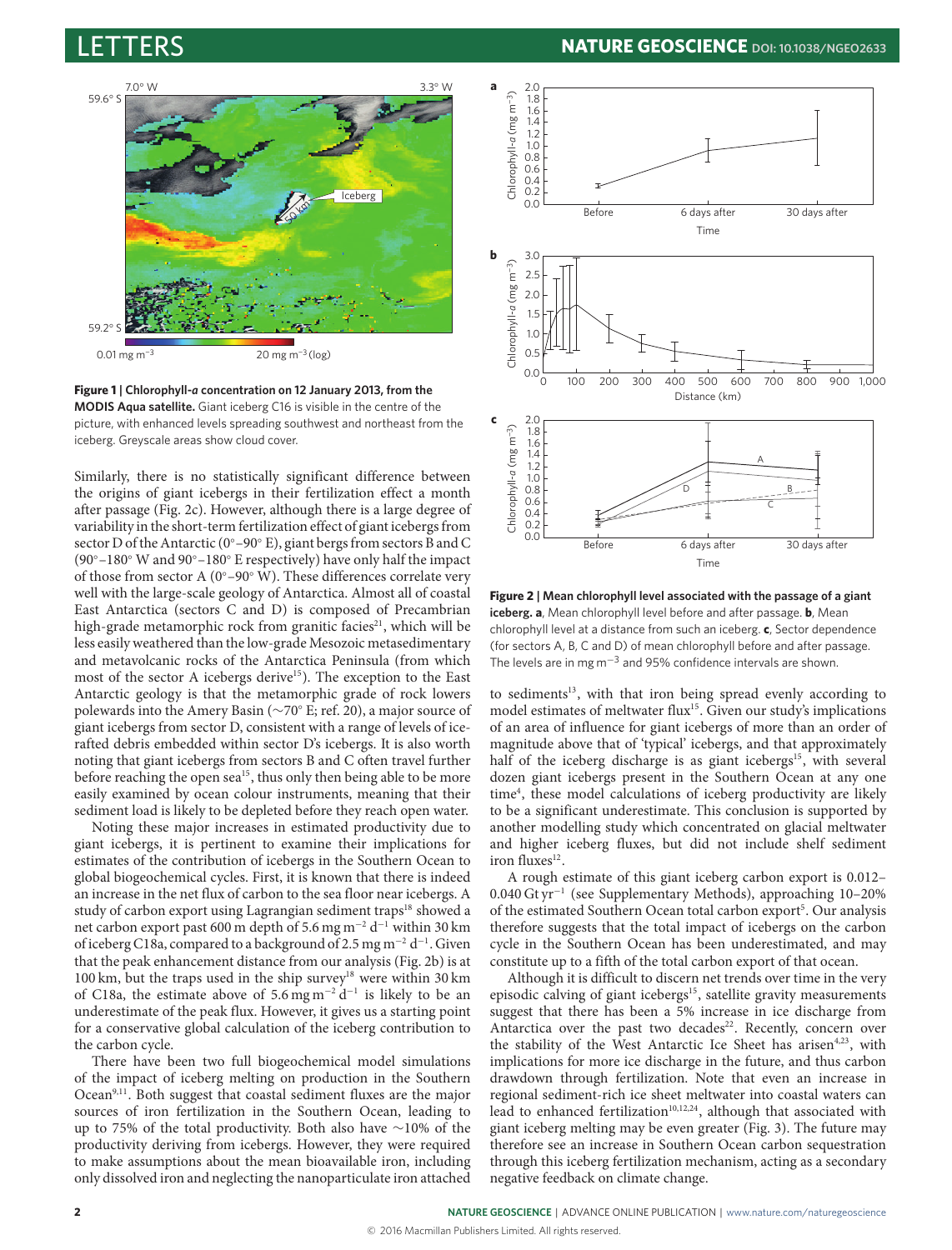**Figure 1 | Chlorophyll-*a* concentration on 12 January 2013, from the MODIS Aqua satellite.** Giant iceberg C16 is visible in the centre of the picture, with enhanced levels spreading southwest and northeast from the iceberg. Greyscale areas show cloud cover.

Similarly, there is no statistically significant difference between the origins of giant icebergs in their fertilization effect a month after passage (Fig. 2c). However, although there is a large degree of variability in the short-term fertilization effect of giant icebergs from sector D of the Antarctic (0°–90° E), giant bergs from sectors B and C (90°–180° W and 90°–180° E respectively) have only half the impact of those from sector A (0°–90° W). These differences correlate very well with the large-scale geology of Antarctica. Almost all of coastal East Antarctica (sectors C and D) is composed of Precambrian high-grade metamorphic rock from granitic facies[21], which will be less easily weathered than the low-grade Mesozoic metasedimentary and metavolcanic rocks of the Antarctica Peninsula (from which most of the sector A icebergs derive[15]). The exception to the East Antarctic geology is that the metamorphic grade of rock lowers polewards into the Amery Basin (~70° E; ref. 20), a major source of giant icebergs from sector D, consistent with a range of levels of ice-rafted debris embedded within sector D's icebergs. It is also worth noting that giant icebergs from sectors B and C often travel further before reaching the open sea[15], thus only then being able to be more easily examined by ocean colour instruments, meaning that their sediment load is likely to be depleted before they reach open water.

Noting these major increases in estimated productivity due to giant icebergs, it is pertinent to examine their implications for estimates of the contribution of icebergs in the Southern Ocean to global biogeochemical cycles. First, it is known that there is indeed an increase in the net flux of carbon to the sea floor near icebergs. A study of carbon export using Lagrangian sediment traps[18] showed a net carbon export past 600 m depth of 5.6 mg m$^{-2}$ d$^{-1}$ within 30 km of iceberg C18a, compared to a background of 2.5 mg m$^{-2}$ d$^{-1}$. Given that the peak enhancement distance from our analysis (Fig. 2b) is at 100 km, but the traps used in the ship survey[18] were within 30 km of C18a, the estimate above of 5.6 mg m$^{-2}$ d$^{-1}$ is likely to be an underestimate of the peak flux. However, it gives us a starting point for a conservative global calculation of the iceberg contribution to the carbon cycle.

There have been two full biogeochemical model simulations of the impact of iceberg melting on production in the Southern Ocean[9,11]. Both suggest that coastal sediment fluxes are the major sources of iron fertilization in the Southern Ocean, leading to up to 75% of the total productivity. Both also have ~10% of the productivity deriving from icebergs. However, they were required to make assumptions about the mean bioavailable iron, including only dissolved iron and neglecting the nanoparticulate iron attached to sediments[13], with that iron being spread evenly according to model estimates of meltwater flux[15]. Given our study's implications of an area of influence for giant icebergs of more than an order of magnitude above that of 'typical' icebergs, and that approximately half of the iceberg discharge is as giant icebergs[15], with several dozen giant icebergs present in the Southern Ocean at any one time[4], these model calculations of iceberg productivity are likely to be a significant underestimate. This conclusion is supported by another modelling study which concentrated on glacial meltwater and higher iceberg fluxes, but did not include shelf sediment iron fluxes[12].

**Figure 2 | Mean chlorophyll level associated with the passage of a giant iceberg. a**, Mean chlorophyll level before and after passage. **b**, Mean chlorophyll level at a distance from such an iceberg. **c**, Sector dependence (for sectors A, B, C and D) of mean chlorophyll before and after passage. The levels are in mg m$^{-3}$ and 95% confidence intervals are shown.

A rough estimate of this giant iceberg carbon export is 0.012–0.040 Gt yr$^{-1}$ (see Supplementary Methods), approaching 10–20% of the estimated Southern Ocean total carbon export[5]. Our analysis therefore suggests that the total impact of icebergs on the carbon cycle in the Southern Ocean has been underestimated, and may constitute up to a fifth of the total carbon export of that ocean.

Although it is difficult to discern net trends over time in the very episodic calving of giant icebergs[15], satellite gravity measurements suggest that there has been a 5% increase in ice discharge from Antarctica over the past two decades[22]. Recently, concern over the stability of the West Antarctic Ice Sheet has arisen[4,23], with implications for more ice discharge in the future, and thus carbon drawdown through fertilization. Note that even an increase in regional sediment-rich ice sheet meltwater into coastal waters can lead to enhanced fertilization[10,12,24], although that associated with giant iceberg melting may be even greater (Fig. 3). The future may therefore see an increase in Southern Ocean carbon sequestration through this iceberg fertilization mechanism, acting as a secondary negative feedback on climate change.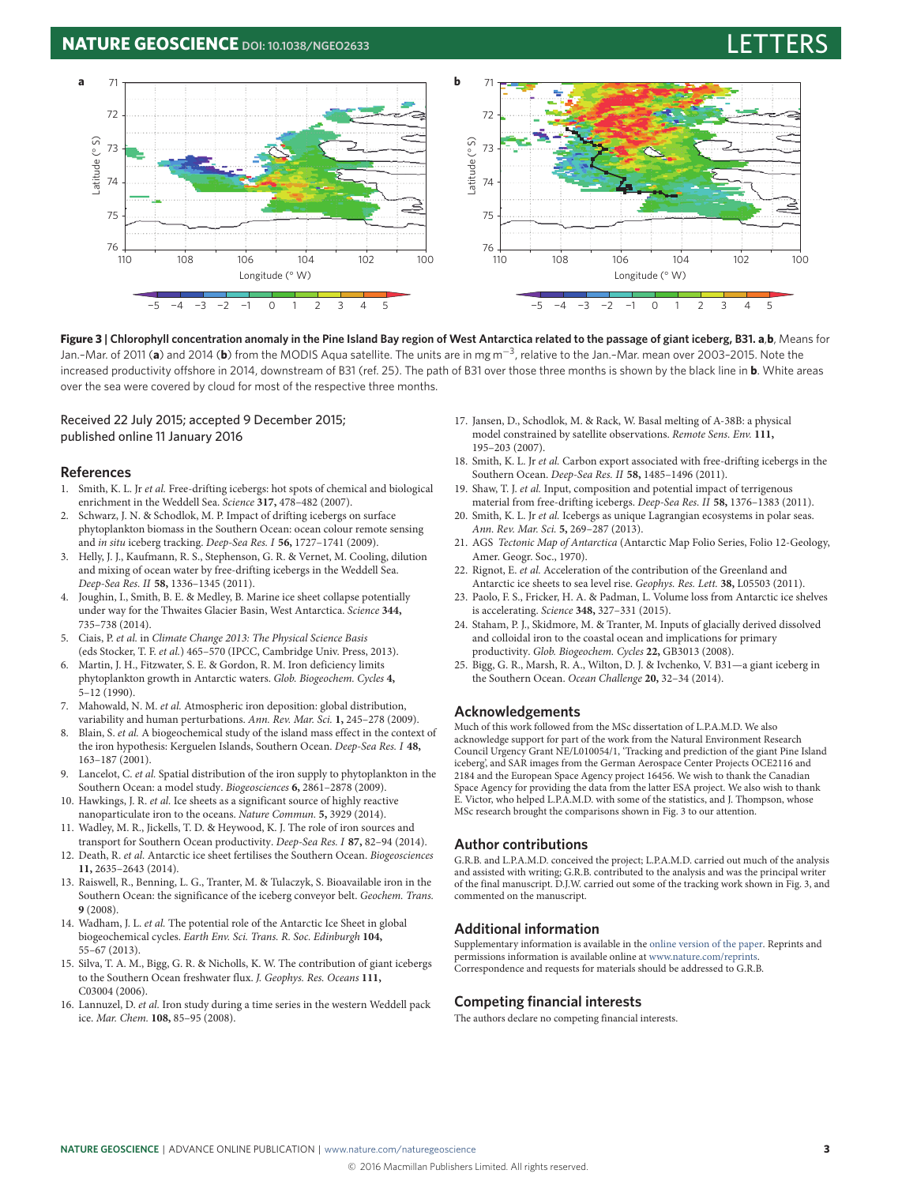**Figure 3 | Chlorophyll concentration anomaly in the Pine Island Bay region of West Antarctica related to the passage of giant iceberg, B31. a**,**b**, Means for Jan.–Mar. of 2011 (**a**) and 2014 (**b**) from the MODIS Aqua satellite. The units are in mg m$^{-3}$, relative to the Jan.–Mar. mean over 2003–2015. Note the increased productivity offshore in 2014, downstream of B31 (ref. 25). The path of B31 over those three months is shown by the black line in **b**. White areas over the sea were covered by cloud for most of the respective three months.

Received 22 July 2015; accepted 9 December 2015; published online 11 January 2016

## References

1. Smith, K. L. Jr *et al.* Free-drifting icebergs: hot spots of chemical and biological enrichment in the Weddell Sea. *Science* **317,** 478–482 (2007).
2. Schwarz, J. N. & Schodlok, M. P. Impact of drifting icebergs on surface phytoplankton biomass in the Southern Ocean: ocean colour remote sensing and *in situ* iceberg tracking. *Deep-Sea Res. I* **56,** 1727–1741 (2009).
3. Helly, J. J., Kaufmann, R. S., Stephenson, G. R. & Vernet, M. Cooling, dilution and mixing of ocean water by free-drifting icebergs in the Weddell Sea. *Deep-Sea Res. II* **58,** 1336–1345 (2011).
4. Joughin, I., Smith, B. E. & Medley, B. Marine ice sheet collapse potentially under way for the Thwaites Glacier Basin, West Antarctica. *Science* **344,** 735–738 (2014).
5. Ciais, P. *et al.* in *Climate Change 2013: The Physical Science Basis* (eds Stocker, T. F. *et al.*) 465–570 (IPCC, Cambridge Univ. Press, 2013).
6. Martin, J. H., Fitzwater, S. E. & Gordon, R. M. Iron deficiency limits phytoplankton growth in Antarctic waters. *Glob. Biogeochem. Cycles* **4,** 5–12 (1990).
7. Mahowald, N. M. *et al.* Atmospheric iron deposition: global distribution, variability and human perturbations. *Ann. Rev. Mar. Sci.* **1,** 245–278 (2009).
8. Blain, S. *et al.* A biogeochemical study of the island mass effect in the context of the iron hypothesis: Kerguelen Islands, Southern Ocean. *Deep-Sea Res. I* **48,** 163–187 (2001).
9. Lancelot, C. *et al.* Spatial distribution of the iron supply to phytoplankton in the Southern Ocean: a model study. *Biogeosciences* **6,** 2861–2878 (2009).
10. Hawkings, J. R. *et al.* Ice sheets as a significant source of highly reactive nanoparticulate iron to the oceans. *Nature Commun.* **5,** 3929 (2014).
11. Wadley, M. R., Jickells, T. D. & Heywood, K. J. The role of iron sources and transport for Southern Ocean productivity. *Deep-Sea Res. I* **87,** 82–94 (2014).
12. Death, R. *et al.* Antarctic ice sheet fertilises the Southern Ocean. *Biogeosciences* **11,** 2635–2643 (2014).
13. Raiswell, R., Benning, L. G., Tranter, M. & Tulaczyk, S. Bioavailable iron in the Southern Ocean: the significance of the iceberg conveyor belt. *Geochem. Trans.* **9** (2008).
14. Wadham, J. L. *et al.* The potential role of the Antarctic Ice Sheet in global biogeochemical cycles. *Earth Env. Sci. Trans. R. Soc. Edinburgh* **104,** 55–67 (2013).
15. Silva, T. A. M., Bigg, G. R. & Nicholls, K. W. The contribution of giant icebergs to the Southern Ocean freshwater flux. *J. Geophys. Res. Oceans* **111,** C03004 (2006).
16. Lannuzel, D. *et al.* Iron study during a time series in the western Weddell pack ice. *Mar. Chem.* **108,** 85–95 (2008).
17. Jansen, D., Schodlok, M. & Rack, W. Basal melting of A-38B: a physical model constrained by satellite observations. *Remote Sens. Env.* **111,** 195–203 (2007).
18. Smith, K. L. Jr *et al.* Carbon export associated with free-drifting icebergs in the Southern Ocean. *Deep-Sea Res. II* **58,** 1485–1496 (2011).
19. Shaw, T. J. *et al.* Input, composition and potential impact of terrigenous material from free-drifting icebergs. *Deep-Sea Res. II* **58,** 1376–1383 (2011).
20. Smith, K. L. Jr *et al.* Icebergs as unique Lagrangian ecosystems in polar seas. *Ann. Rev. Mar. Sci.* **5,** 269–287 (2013).
21. AGS *Tectonic Map of Antarctica* (Antarctic Map Folio Series, Folio 12-Geology, Amer. Geogr. Soc., 1970).
22. Rignot, E. *et al.* Acceleration of the contribution of the Greenland and Antarctic ice sheets to sea level rise. *Geophys. Res. Lett.* **38,** L05503 (2011).
23. Paolo, F. S., Fricker, H. A. & Padman, L. Volume loss from Antarctic ice shelves is accelerating. *Science* **348,** 327–331 (2015).
24. Staham, P. J., Skidmore, M. & Tranter, M. Inputs of glacially derived dissolved and colloidal iron to the coastal ocean and implications for primary productivity. *Glob. Biogeochem. Cycles* **22,** GB3013 (2008).
25. Bigg, G. R., Marsh, R. A., Wilton, D. J. & Ivchenko, V. B31—a giant iceberg in the Southern Ocean. *Ocean Challenge* **20,** 32–34 (2014).

## Acknowledgements

Much of this work followed from the MSc dissertation of L.P.A.M.D. We also acknowledge support for part of the work from the Natural Environment Research Council Urgency Grant NE/L010054/1, 'Tracking and prediction of the giant Pine Island iceberg', and SAR images from the German Aerospace Center Projects OCE2116 and 2184 and the European Space Agency project 16456. We wish to thank the Canadian Space Agency for providing the data from the latter ESA project. We also wish to thank E. Victor, who helped L.P.A.M.D. with some of the statistics, and J. Thompson, whose MSc research brought the comparisons shown in Fig. 3 to our attention.

## Author contributions

G.R.B. and L.P.A.M.D. conceived the project; L.P.A.M.D. carried out much of the analysis and assisted with writing; G.R.B. contributed to the analysis and was the principal writer of the final manuscript. D.J.W. carried out some of the tracking work shown in Fig. 3, and commented on the manuscript.

## Additional information

Supplementary information is available in the online version of the paper. Reprints and permissions information is available online at www.nature.com/reprints. Correspondence and requests for materials should be addressed to G.R.B.

## Competing financial interests

The authors declare no competing financial interests.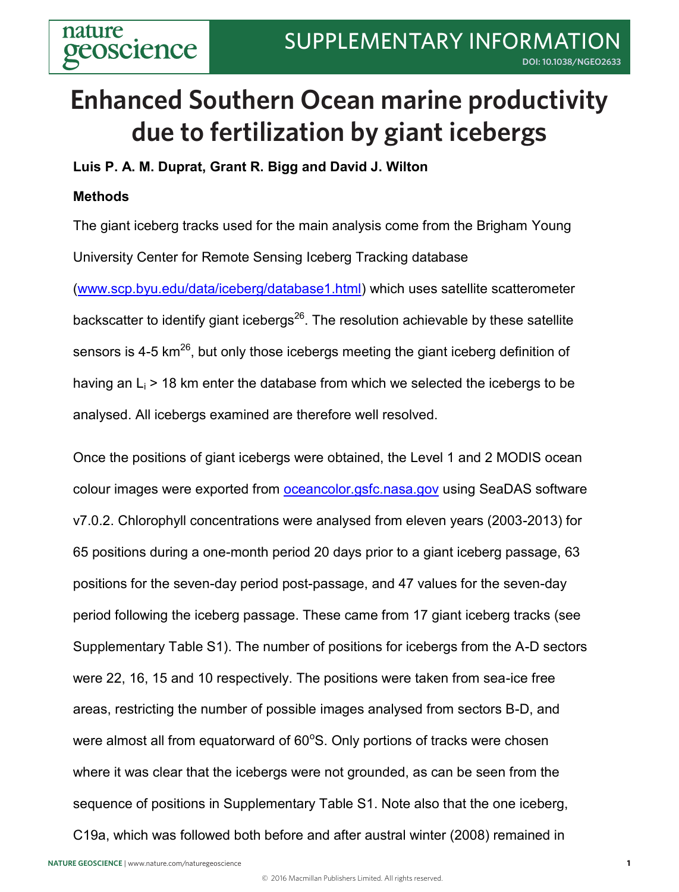# Enhanced Southern Ocean marine productivity due to fertilization by giant icebergs

**Luis P. A. M. Duprat, Grant R. Bigg and David J. Wilton**

**Methods**

The giant iceberg tracks used for the main analysis come from the Brigham Young University Center for Remote Sensing Iceberg Tracking database (www.scp.byu.edu/data/iceberg/database1.html) which uses satellite scatterometer backscatter to identify giant icebergs[26]. The resolution achievable by these satellite sensors is 4-5 km[26], but only those icebergs meeting the giant iceberg definition of having an $L_i$ > 18 km enter the database from which we selected the icebergs to be analysed. All icebergs examined are therefore well resolved.

Once the positions of giant icebergs were obtained, the Level 1 and 2 MODIS ocean colour images were exported from oceancolor.gsfc.nasa.gov using SeaDAS software v7.0.2. Chlorophyll concentrations were analysed from eleven years (2003-2013) for 65 positions during a one-month period 20 days prior to a giant iceberg passage, 63 positions for the seven-day period post-passage, and 47 values for the seven-day period following the iceberg passage. These came from 17 giant iceberg tracks (see Supplementary Table S1). The number of positions for icebergs from the A-D sectors were 22, 16, 15 and 10 respectively. The positions were taken from sea-ice free areas, restricting the number of possible images analysed from sectors B-D, and were almost all from equatorward of 60°S. Only portions of tracks were chosen where it was clear that the icebergs were not grounded, as can be seen from the sequence of positions in Supplementary Table S1. Note also that the one iceberg, C19a, which was followed both before and after austral winter (2008) remained in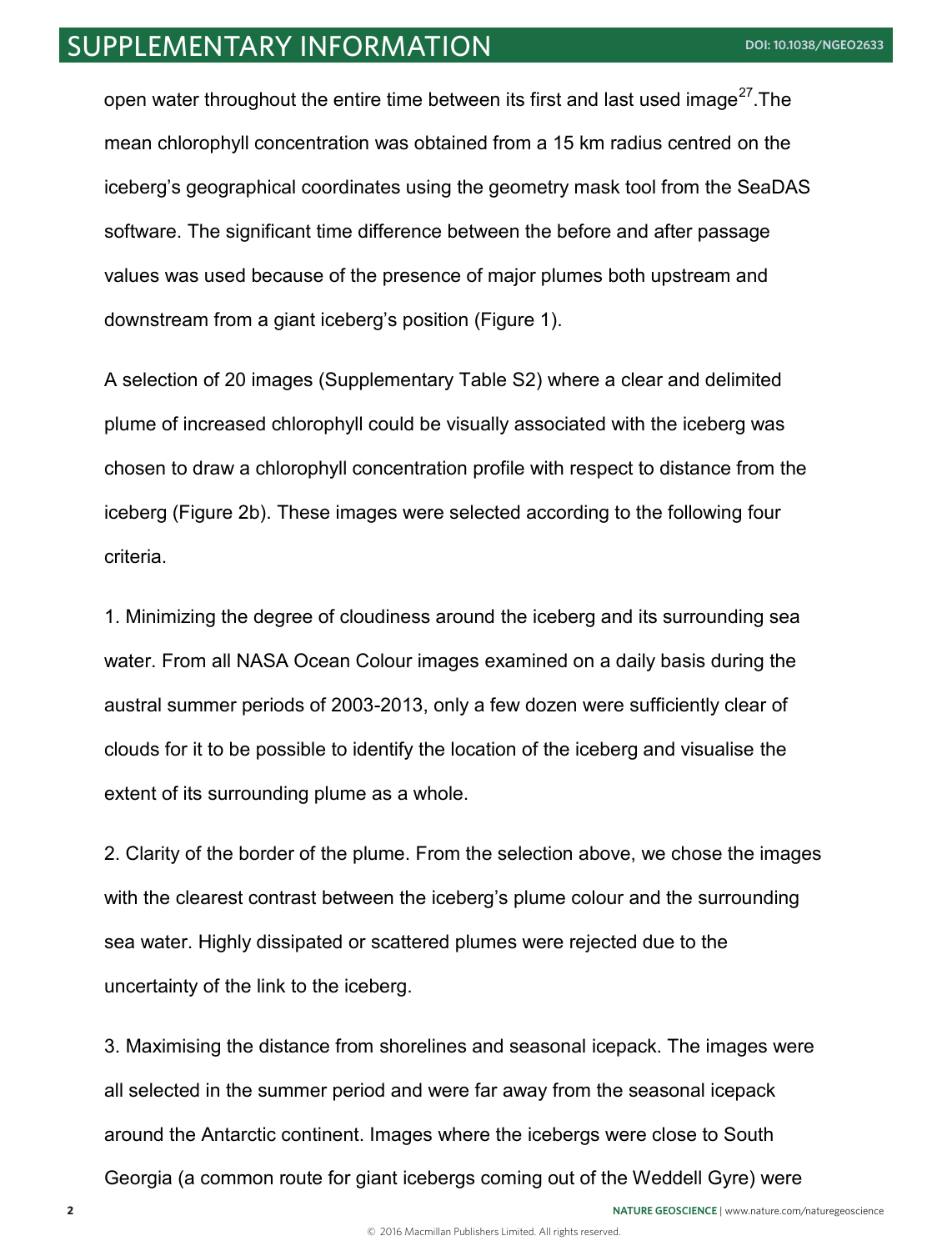open water throughout the entire time between its first and last used image[27].The mean chlorophyll concentration was obtained from a 15 km radius centred on the iceberg's geographical coordinates using the geometry mask tool from the SeaDAS software. The significant time difference between the before and after passage values was used because of the presence of major plumes both upstream and downstream from a giant iceberg's position (Figure 1).

A selection of 20 images (Supplementary Table S2) where a clear and delimited plume of increased chlorophyll could be visually associated with the iceberg was chosen to draw a chlorophyll concentration profile with respect to distance from the iceberg (Figure 2b). These images were selected according to the following four criteria.

1. Minimizing the degree of cloudiness around the iceberg and its surrounding sea water. From all NASA Ocean Colour images examined on a daily basis during the austral summer periods of 2003-2013, only a few dozen were sufficiently clear of clouds for it to be possible to identify the location of the iceberg and visualise the extent of its surrounding plume as a whole.

2. Clarity of the border of the plume. From the selection above, we chose the images with the clearest contrast between the iceberg's plume colour and the surrounding sea water. Highly dissipated or scattered plumes were rejected due to the uncertainty of the link to the iceberg.

3. Maximising the distance from shorelines and seasonal icepack. The images were all selected in the summer period and were far away from the seasonal icepack around the Antarctic continent. Images where the icebergs were close to South Georgia (a common route for giant icebergs coming out of the Weddell Gyre) were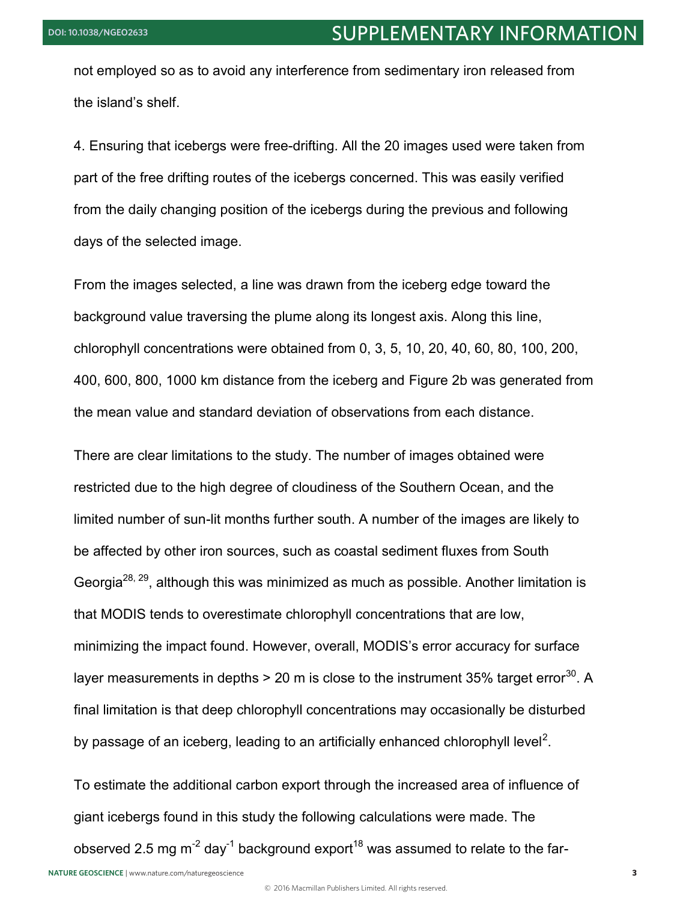not employed so as to avoid any interference from sedimentary iron released from the island's shelf.

4. Ensuring that icebergs were free-drifting. All the 20 images used were taken from part of the free drifting routes of the icebergs concerned. This was easily verified from the daily changing position of the icebergs during the previous and following days of the selected image.

From the images selected, a line was drawn from the iceberg edge toward the background value traversing the plume along its longest axis. Along this line, chlorophyll concentrations were obtained from 0, 3, 5, 10, 20, 40, 60, 80, 100, 200, 400, 600, 800, 1000 km distance from the iceberg and Figure 2b was generated from the mean value and standard deviation of observations from each distance.

There are clear limitations to the study. The number of images obtained were restricted due to the high degree of cloudiness of the Southern Ocean, and the limited number of sun-lit months further south. A number of the images are likely to be affected by other iron sources, such as coastal sediment fluxes from South Georgia[28, 29], although this was minimized as much as possible. Another limitation is that MODIS tends to overestimate chlorophyll concentrations that are low, minimizing the impact found. However, overall, MODIS's error accuracy for surface layer measurements in depths > 20 m is close to the instrument 35% target error[30]. A final limitation is that deep chlorophyll concentrations may occasionally be disturbed by passage of an iceberg, leading to an artificially enhanced chlorophyll level[2].

To estimate the additional carbon export through the increased area of influence of giant icebergs found in this study the following calculations were made. The observed 2.5 mg $m^{-2}$ $day^{-1}$ background export[18] was assumed to relate to the far-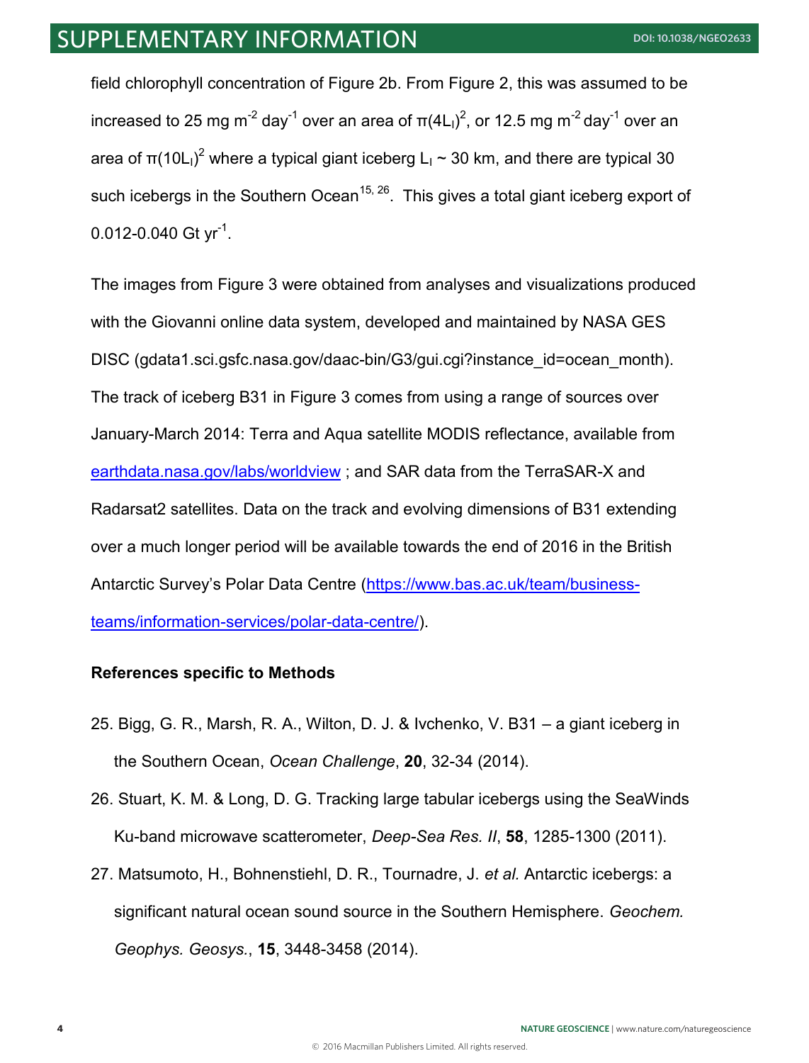field chlorophyll concentration of Figure 2b. From Figure 2, this was assumed to be increased to 25 mg $m^{-2}$ $day^{-1}$ over an area of $\pi(4L_I)^2$, or 12.5 mg $m^{-2}$ $day^{-1}$ over an area of $\pi(10L_I)^2$ where a typical giant iceberg $L_I$ ~ 30 km, and there are typical 30 such icebergs in the Southern Ocean[15, 26]. This gives a total giant iceberg export of 0.012-0.040 Gt $yr^{-1}$.

The images from Figure 3 were obtained from analyses and visualizations produced with the Giovanni online data system, developed and maintained by NASA GES DISC (gdata1.sci.gsfc.nasa.gov/daac-bin/G3/gui.cgi?instance_id=ocean_month). The track of iceberg B31 in Figure 3 comes from using a range of sources over January-March 2014: Terra and Aqua satellite MODIS reflectance, available from earthdata.nasa.gov/labs/worldview ; and SAR data from the TerraSAR-X and Radarsat2 satellites. Data on the track and evolving dimensions of B31 extending over a much longer period will be available towards the end of 2016 in the British Antarctic Survey's Polar Data Centre (https://www.bas.ac.uk/team/business-teams/information-services/polar-data-centre/).

**References specific to Methods**

25. Bigg, G. R., Marsh, R. A., Wilton, D. J. & Ivchenko, V. B31 – a giant iceberg in the Southern Ocean, *Ocean Challenge*, **20**, 32-34 (2014).
26. Stuart, K. M. & Long, D. G. Tracking large tabular icebergs using the SeaWinds Ku-band microwave scatterometer, *Deep-Sea Res. II*, **58**, 1285-1300 (2011).
27. Matsumoto, H., Bohnenstiehl, D. R., Tournadre, J. *et al.* Antarctic icebergs: a significant natural ocean sound source in the Southern Hemisphere. *Geochem. Geophys. Geosys.*, **15**, 3448-3458 (2014).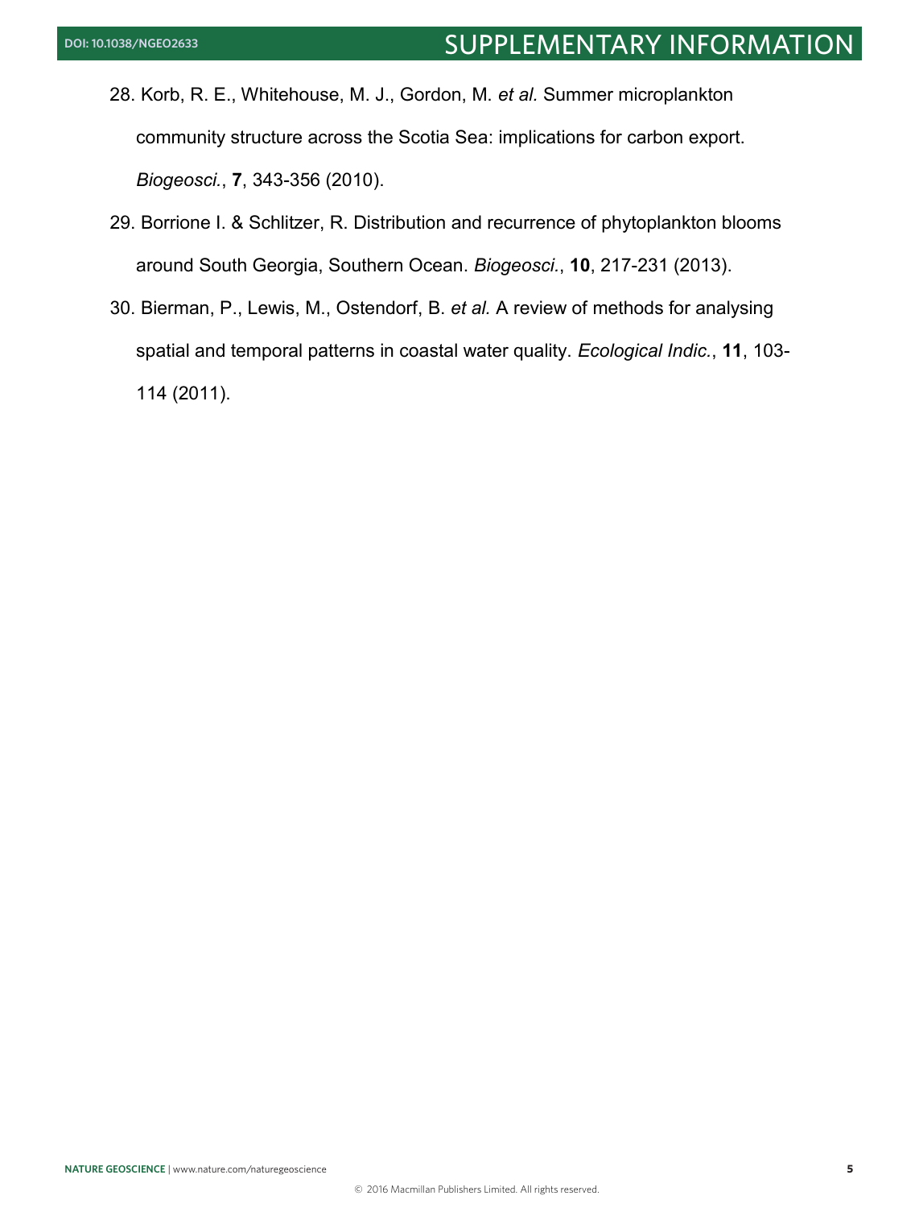28. Korb, R. E., Whitehouse, M. J., Gordon, M. *et al.* Summer microplankton community structure across the Scotia Sea: implications for carbon export. *Biogeosci.*, **7**, 343-356 (2010).

29. Borrione I. & Schlitzer, R. Distribution and recurrence of phytoplankton blooms around South Georgia, Southern Ocean. *Biogeosci.*, **10**, 217-231 (2013).

30. Bierman, P., Lewis, M., Ostendorf, B. *et al.* A review of methods for analysing spatial and temporal patterns in coastal water quality. *Ecological Indic.*, **11**, 103-114 (2011).